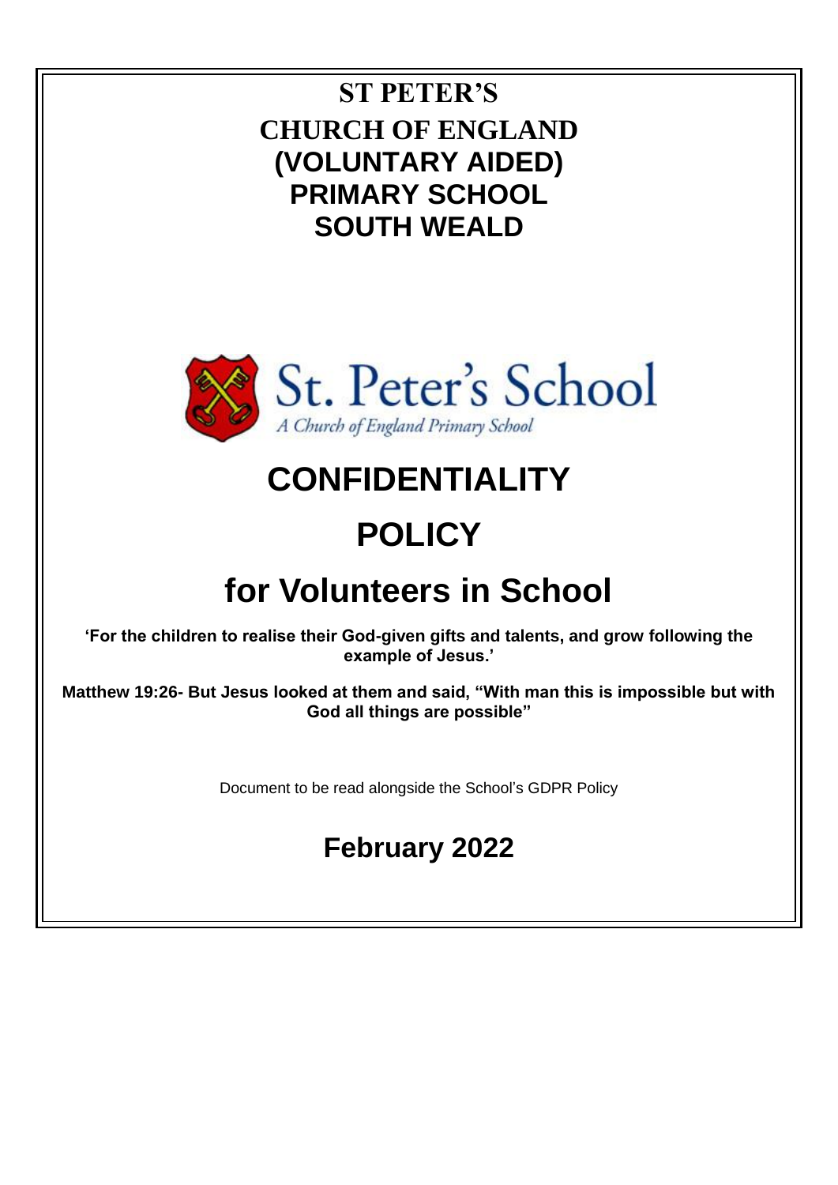# ST PETER'S CHURCH OF ENGLAND (VOLUNTARY AIDED) PRIMARY SCHOOL SOUTH WEALD

St. Peter's School

*A Church of England Primary School*

# CONFIDENTIALITY POLICY

# for Volunteers in School

**'For the children to realise their God-given gifts and talents, and grow following the example of Jesus.'**

**Matthew 19:26- But Jesus looked at them and said, "With man this is impossible but with God all things are possible"**

Document to be read alongside the School's GDPR Policy

## February 2022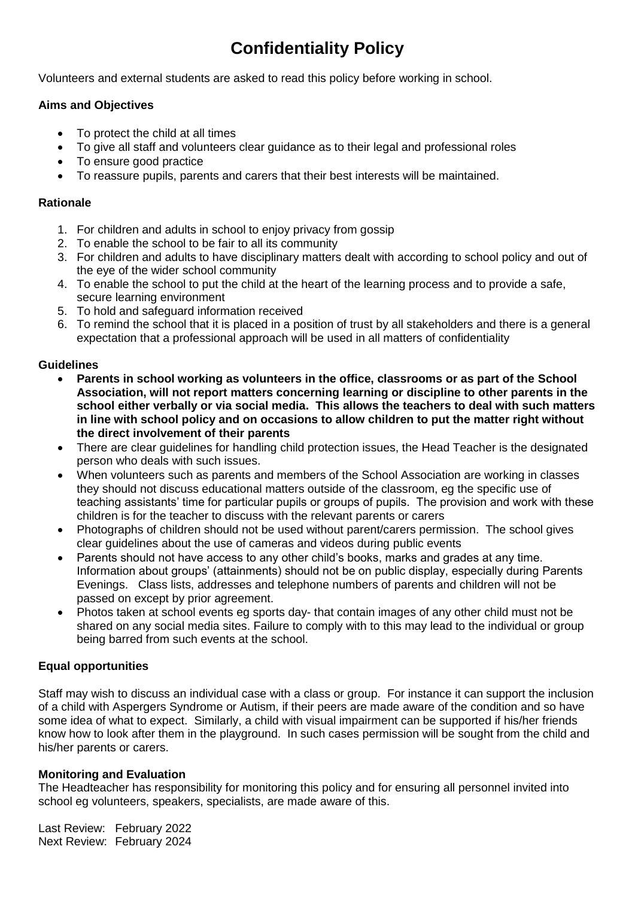# Confidentiality Policy

Volunteers and external students are asked to read this policy before working in school.

**Aims and Objectives**

- To protect the child at all times
- To give all staff and volunteers clear guidance as to their legal and professional roles
- To ensure good practice
- To reassure pupils, parents and carers that their best interests will be maintained.

**Rationale**

1. For children and adults in school to enjoy privacy from gossip
2. To enable the school to be fair to all its community
3. For children and adults to have disciplinary matters dealt with according to school policy and out of the eye of the wider school community
4. To enable the school to put the child at the heart of the learning process and to provide a safe, secure learning environment
5. To hold and safeguard information received
6. To remind the school that it is placed in a position of trust by all stakeholders and there is a general expectation that a professional approach will be used in all matters of confidentiality

**Guidelines**

- **Parents in school working as volunteers in the office, classrooms or as part of the School Association, will not report matters concerning learning or discipline to other parents in the school either verbally or via social media. This allows the teachers to deal with such matters in line with school policy and on occasions to allow children to put the matter right without the direct involvement of their parents**
- There are clear guidelines for handling child protection issues, the Head Teacher is the designated person who deals with such issues.
- When volunteers such as parents and members of the School Association are working in classes they should not discuss educational matters outside of the classroom, eg the specific use of teaching assistants' time for particular pupils or groups of pupils. The provision and work with these children is for the teacher to discuss with the relevant parents or carers
- Photographs of children should not be used without parent/carers permission. The school gives clear guidelines about the use of cameras and videos during public events
- Parents should not have access to any other child's books, marks and grades at any time. Information about groups' (attainments) should not be on public display, especially during Parents Evenings. Class lists, addresses and telephone numbers of parents and children will not be passed on except by prior agreement.
- Photos taken at school events eg sports day- that contain images of any other child must not be shared on any social media sites. Failure to comply with to this may lead to the individual or group being barred from such events at the school.

**Equal opportunities**

Staff may wish to discuss an individual case with a class or group. For instance it can support the inclusion of a child with Aspergers Syndrome or Autism, if their peers are made aware of the condition and so have some idea of what to expect. Similarly, a child with visual impairment can be supported if his/her friends know how to look after them in the playground. In such cases permission will be sought from the child and his/her parents or carers.

**Monitoring and Evaluation**

The Headteacher has responsibility for monitoring this policy and for ensuring all personnel invited into school eg volunteers, speakers, specialists, are made aware of this.

Last Review: February 2022
Next Review: February 2024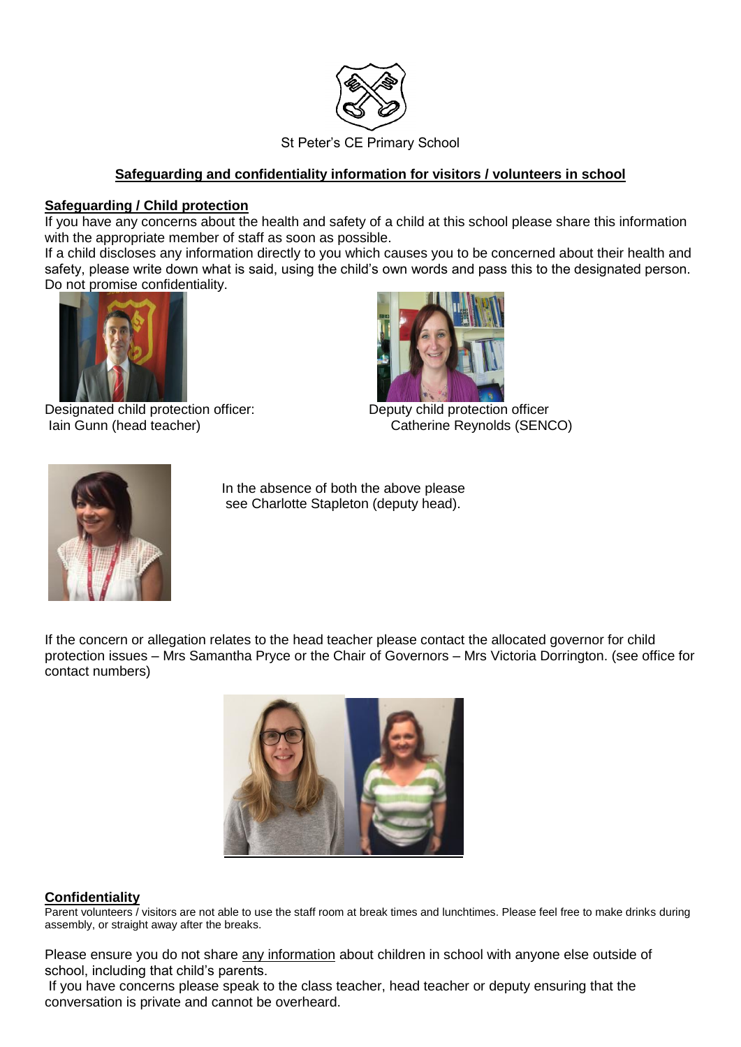St Peter's CE Primary School

## Safeguarding and confidentiality information for visitors / volunteers in school

### Safeguarding / Child protection

If you have any concerns about the health and safety of a child at this school please share this information with the appropriate member of staff as soon as possible.

If a child discloses any information directly to you which causes you to be concerned about their health and safety, please write down what is said, using the child's own words and pass this to the designated person. Do not promise confidentiality.

Designated child protection officer:
Iain Gunn (head teacher)

Deputy child protection officer
Catherine Reynolds (SENCO)

In the absence of both the above please see Charlotte Stapleton (deputy head).

If the concern or allegation relates to the head teacher please contact the allocated governor for child protection issues – Mrs Samantha Pryce or the Chair of Governors – Mrs Victoria Dorrington. (see office for contact numbers)

### Confidentiality

Parent volunteers / visitors are not able to use the staff room at break times and lunchtimes. Please feel free to make drinks during assembly, or straight away after the breaks.

Please ensure you do not share any information about children in school with anyone else outside of school, including that child's parents.

If you have concerns please speak to the class teacher, head teacher or deputy ensuring that the conversation is private and cannot be overheard.